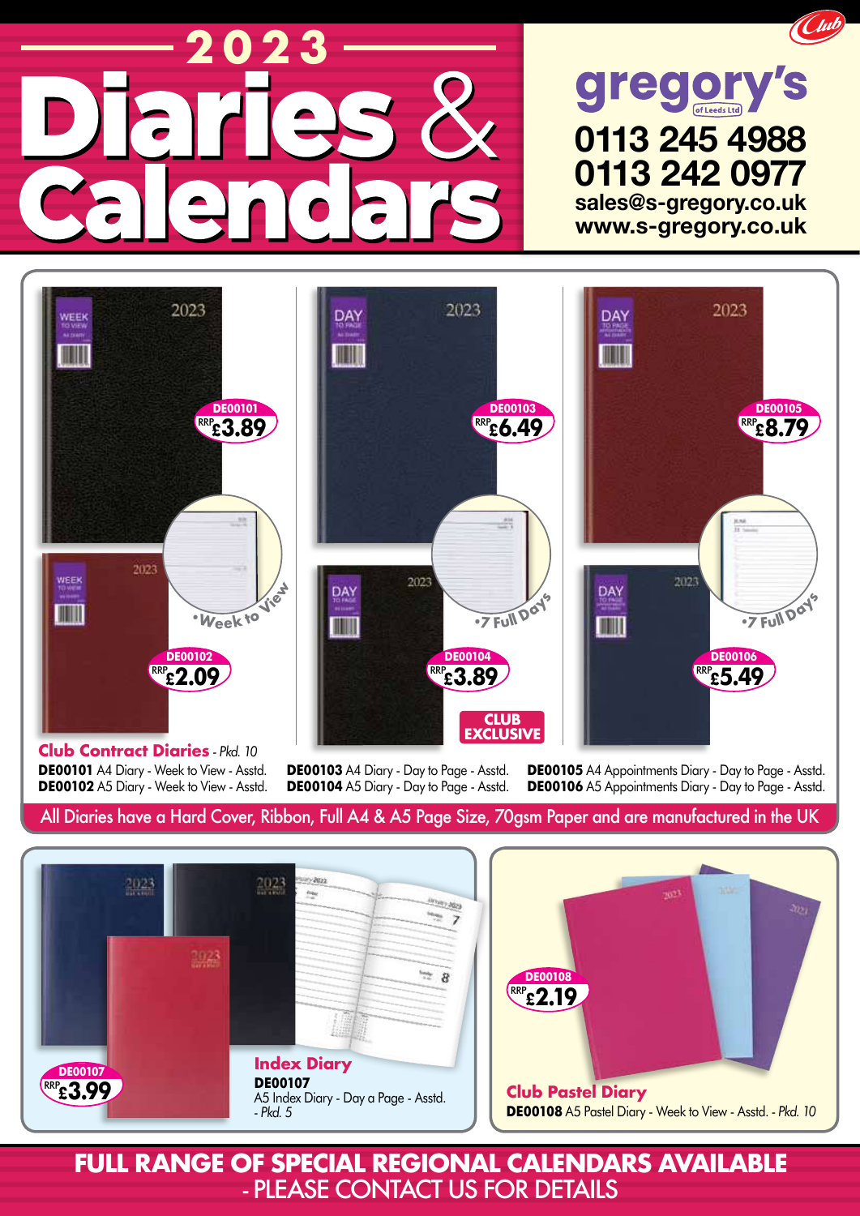# 2023 Diaries & Calendars

**gregory's** (of Leeds Ltd)

0113 245 4988
0113 242 0977
sales@s-gregory.co.uk
www.s-gregory.co.uk

Club

DE00101 RRP £3.89

DE00102 RRP £2.09

• Week to View

DE00103 RRP £6.49

DE00104 RRP £3.89

• 7 Full Days

CLUB EXCLUSIVE

DE00105 RRP £8.79

DE00106 RRP £5.49

• 7 Full Days

## Club Contract Diaries - *Pkd. 10*

**DE00101** A4 Diary - Week to View - Asstd.
**DE00102** A5 Diary - Week to View - Asstd.

**DE00103** A4 Diary - Day to Page - Asstd.
**DE00104** A5 Diary - Day to Page - Asstd.

**DE00105** A4 Appointments Diary - Day to Page - Asstd.
**DE00106** A5 Appointments Diary - Day to Page - Asstd.

All Diaries have a Hard Cover, Ribbon, Full A4 & A5 Page Size, 70gsm Paper and are manufactured in the UK

DE00107 RRP £3.99

## Index Diary

**DE00107**
A5 Index Diary - Day a Page - Asstd.
- *Pkd. 5*

DE00108 RRP £2.19

## Club Pastel Diary

**DE00108** A5 Pastel Diary - Week to View - Asstd. - *Pkd. 10*

**FULL RANGE OF SPECIAL REGIONAL CALENDARS AVAILABLE**
- PLEASE CONTACT US FOR DETAILS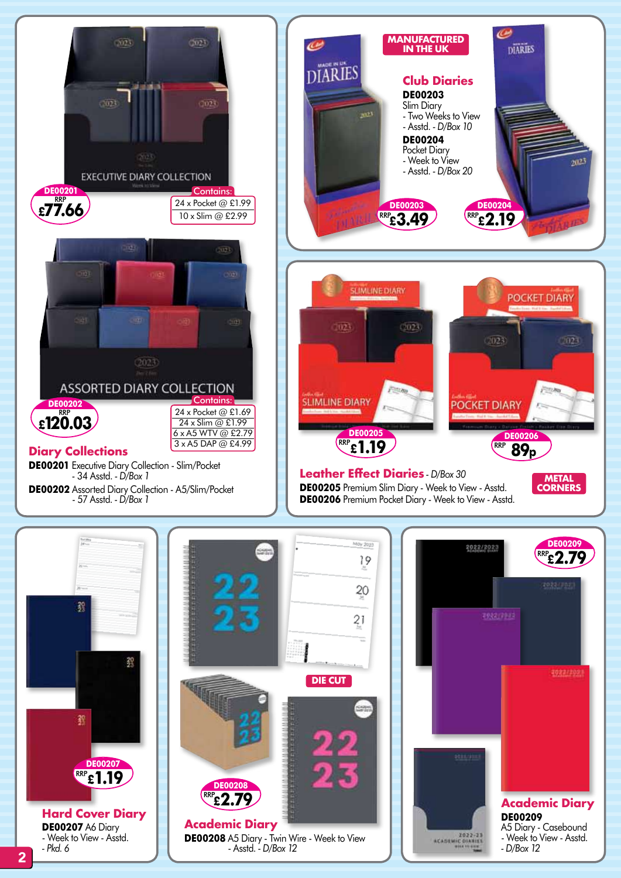EXECUTIVE DIARY COLLECTION

DE00201
RRP £77.66

Contains:
24 x Pocket @ £1.99
10 x Slim @ £2.99

ASSORTED DIARY COLLECTION

DE00202
RRP £120.03

Contains:
24 x Pocket @ £1.69
24 x Slim @ £1.99
6 x A5 WTV @ £2.79
3 x A5 DAP @ £4.99

## Diary Collections

**DE00201** Executive Diary Collection - Slim/Pocket
- 34 Asstd. - *D/Box 1*

**DE00202** Assorted Diary Collection - A5/Slim/Pocket
- 57 Asstd. - *D/Box 1*

MANUFACTURED IN THE UK

## Club Diaries

**DE00203**
Slim Diary
- Two Weeks to View
- Asstd. - *D/Box 10*

**DE00204**
Pocket Diary
- Week to View
- Asstd. - *D/Box 20*

DE00203
RRP £3.49

DE00204
RRP £2.19

SLIMLINE DIARY

DE00205
RRP £1.19

POCKET DIARY

DE00206
RRP 89p

## Leather Effect Diaries - *D/Box 30*

METAL CORNERS

**DE00205** Premium Slim Diary - Week to View - Asstd.
**DE00206** Premium Pocket Diary - Week to View - Asstd.

DE00207
RRP £1.19

## Hard Cover Diary

**DE00207** A6 Diary
- Week to View - Asstd.
- *Pkd. 6*

DIE CUT

DE00208
RRP £2.79

## Academic Diary

**DE00208** A5 Diary - Twin Wire - Week to View
- Asstd. - *D/Box 12*

DE00209
RRP £2.79

## Academic Diary

**DE00209**
A5 Diary - Casebound
- Week to View - Asstd.
- *D/Box 12*